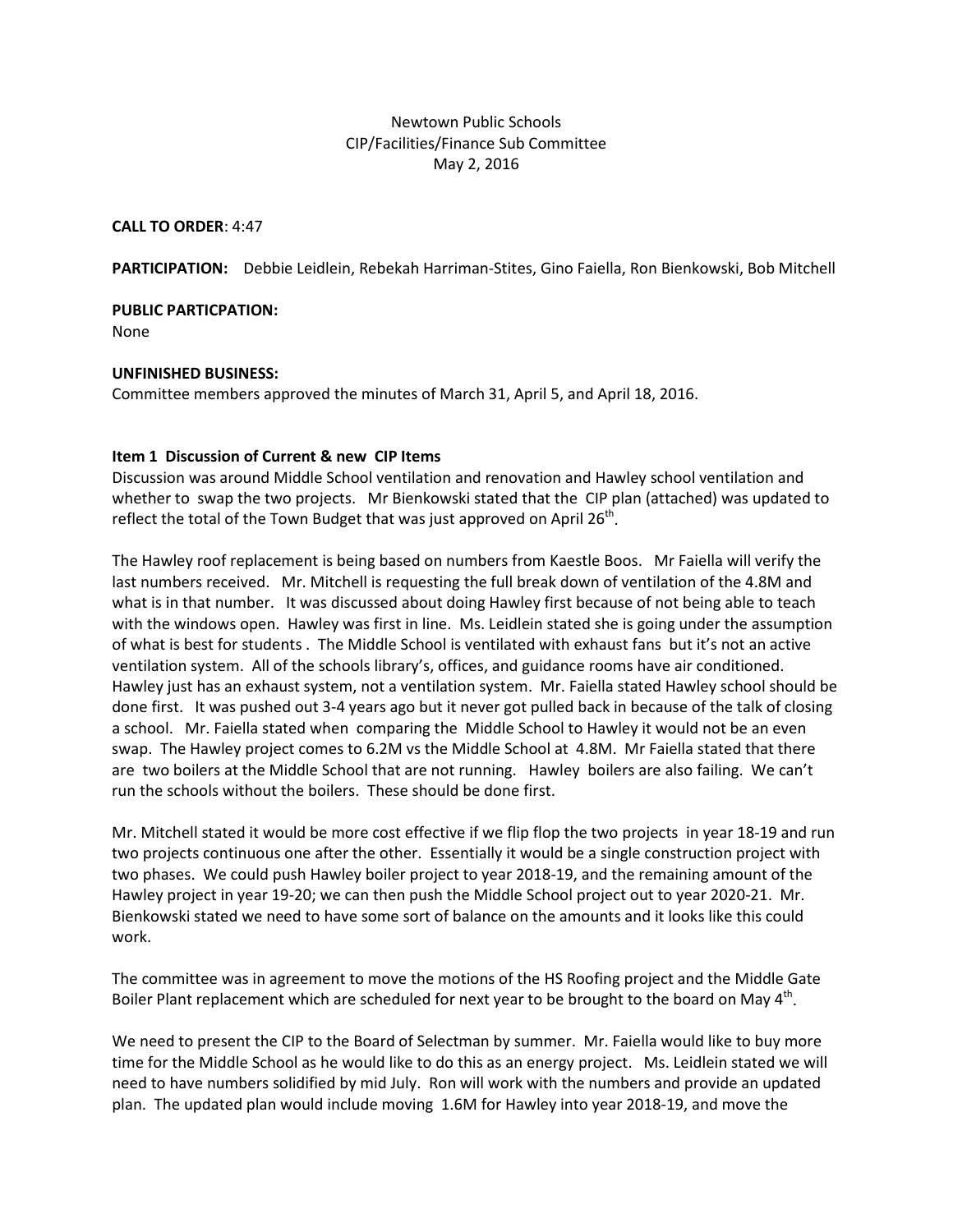Newtown Public Schools
CIP/Facilities/Finance Sub Committee
May 2, 2016

**CALL TO ORDER**: 4:47

**PARTICIPATION:** Debbie Leidlein, Rebekah Harriman-Stites, Gino Faiella, Ron Bienkowski, Bob Mitchell

**PUBLIC PARTICPATION:**
None

**UNFINISHED BUSINESS:**
Committee members approved the minutes of March 31, April 5, and April 18, 2016.

**Item 1 Discussion of Current & new CIP Items**
Discussion was around Middle School ventilation and renovation and Hawley school ventilation and whether to swap the two projects. Mr Bienkowski stated that the CIP plan (attached) was updated to reflect the total of the Town Budget that was just approved on April 26th.

The Hawley roof replacement is being based on numbers from Kaestle Boos. Mr Faiella will verify the last numbers received. Mr. Mitchell is requesting the full break down of ventilation of the 4.8M and what is in that number. It was discussed about doing Hawley first because of not being able to teach with the windows open. Hawley was first in line. Ms. Leidlein stated she is going under the assumption of what is best for students . The Middle School is ventilated with exhaust fans but it's not an active ventilation system. All of the schools library's, offices, and guidance rooms have air conditioned. Hawley just has an exhaust system, not a ventilation system. Mr. Faiella stated Hawley school should be done first. It was pushed out 3-4 years ago but it never got pulled back in because of the talk of closing a school. Mr. Faiella stated when comparing the Middle School to Hawley it would not be an even swap. The Hawley project comes to 6.2M vs the Middle School at 4.8M. Mr Faiella stated that there are two boilers at the Middle School that are not running. Hawley boilers are also failing. We can't run the schools without the boilers. These should be done first.

Mr. Mitchell stated it would be more cost effective if we flip flop the two projects in year 18-19 and run two projects continuous one after the other. Essentially it would be a single construction project with two phases. We could push Hawley boiler project to year 2018-19, and the remaining amount of the Hawley project in year 19-20; we can then push the Middle School project out to year 2020-21. Mr. Bienkowski stated we need to have some sort of balance on the amounts and it looks like this could work.

The committee was in agreement to move the motions of the HS Roofing project and the Middle Gate Boiler Plant replacement which are scheduled for next year to be brought to the board on May 4th.

We need to present the CIP to the Board of Selectman by summer. Mr. Faiella would like to buy more time for the Middle School as he would like to do this as an energy project. Ms. Leidlein stated we will need to have numbers solidified by mid July. Ron will work with the numbers and provide an updated plan. The updated plan would include moving 1.6M for Hawley into year 2018-19, and move the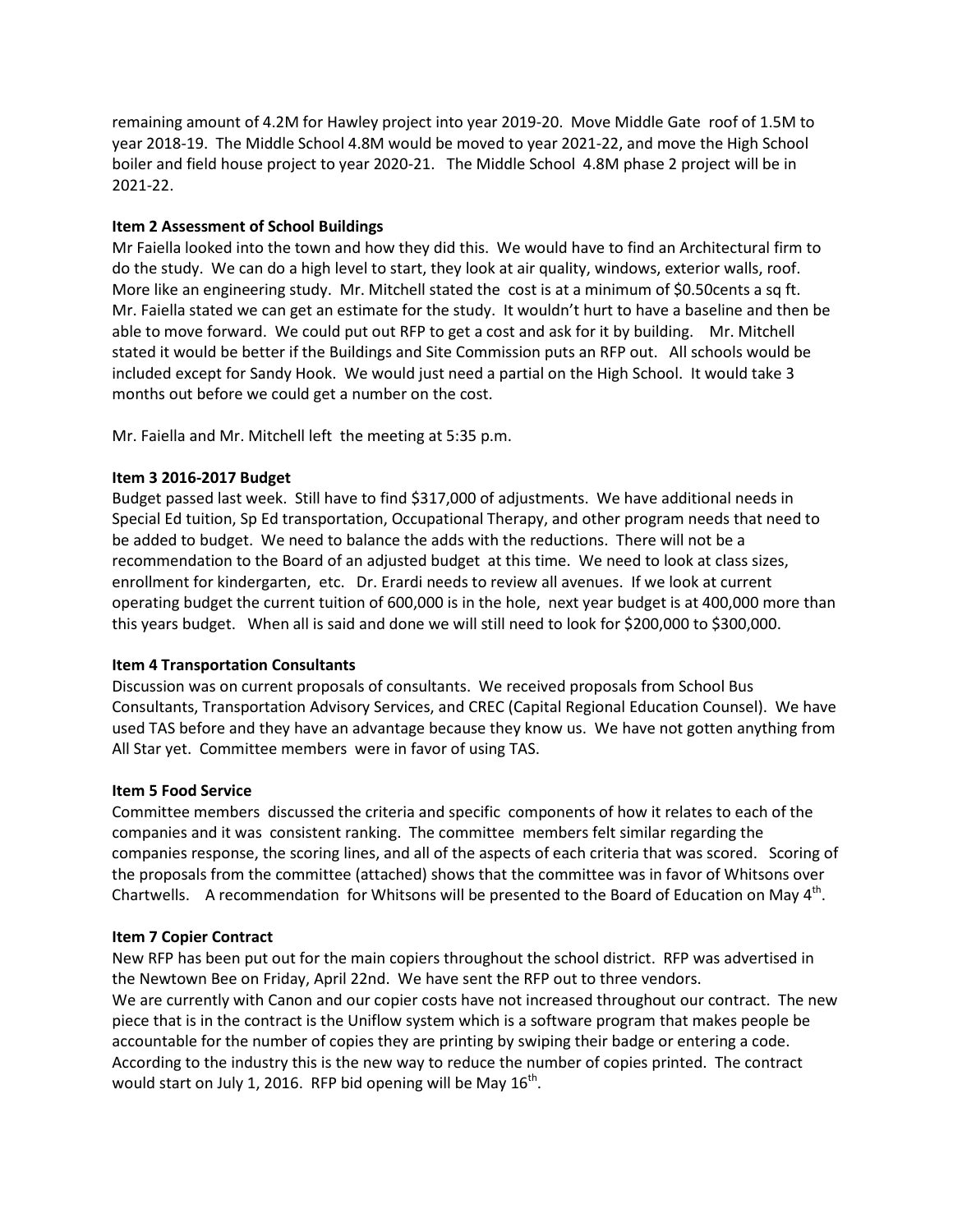remaining amount of 4.2M for Hawley project into year 2019-20. Move Middle Gate roof of 1.5M to year 2018-19. The Middle School 4.8M would be moved to year 2021-22, and move the High School boiler and field house project to year 2020-21. The Middle School 4.8M phase 2 project will be in 2021-22.

**Item 2 Assessment of School Buildings**

Mr Faiella looked into the town and how they did this. We would have to find an Architectural firm to do the study. We can do a high level to start, they look at air quality, windows, exterior walls, roof. More like an engineering study. Mr. Mitchell stated the cost is at a minimum of $0.50cents a sq ft. Mr. Faiella stated we can get an estimate for the study. It wouldn't hurt to have a baseline and then be able to move forward. We could put out RFP to get a cost and ask for it by building. Mr. Mitchell stated it would be better if the Buildings and Site Commission puts an RFP out. All schools would be included except for Sandy Hook. We would just need a partial on the High School. It would take 3 months out before we could get a number on the cost.

Mr. Faiella and Mr. Mitchell left the meeting at 5:35 p.m.

**Item 3 2016-2017 Budget**

Budget passed last week. Still have to find $317,000 of adjustments. We have additional needs in Special Ed tuition, Sp Ed transportation, Occupational Therapy, and other program needs that need to be added to budget. We need to balance the adds with the reductions. There will not be a recommendation to the Board of an adjusted budget at this time. We need to look at class sizes, enrollment for kindergarten, etc. Dr. Erardi needs to review all avenues. If we look at current operating budget the current tuition of 600,000 is in the hole, next year budget is at 400,000 more than this years budget. When all is said and done we will still need to look for $200,000 to $300,000.

**Item 4 Transportation Consultants**

Discussion was on current proposals of consultants. We received proposals from School Bus Consultants, Transportation Advisory Services, and CREC (Capital Regional Education Counsel). We have used TAS before and they have an advantage because they know us. We have not gotten anything from All Star yet. Committee members were in favor of using TAS.

**Item 5 Food Service**

Committee members discussed the criteria and specific components of how it relates to each of the companies and it was consistent ranking. The committee members felt similar regarding the companies response, the scoring lines, and all of the aspects of each criteria that was scored. Scoring of the proposals from the committee (attached) shows that the committee was in favor of Whitsons over Chartwells. A recommendation for Whitsons will be presented to the Board of Education on May 4th.

**Item 7 Copier Contract**

New RFP has been put out for the main copiers throughout the school district. RFP was advertised in the Newtown Bee on Friday, April 22nd. We have sent the RFP out to three vendors.
We are currently with Canon and our copier costs have not increased throughout our contract. The new piece that is in the contract is the Uniflow system which is a software program that makes people be accountable for the number of copies they are printing by swiping their badge or entering a code. According to the industry this is the new way to reduce the number of copies printed. The contract would start on July 1, 2016. RFP bid opening will be May 16th.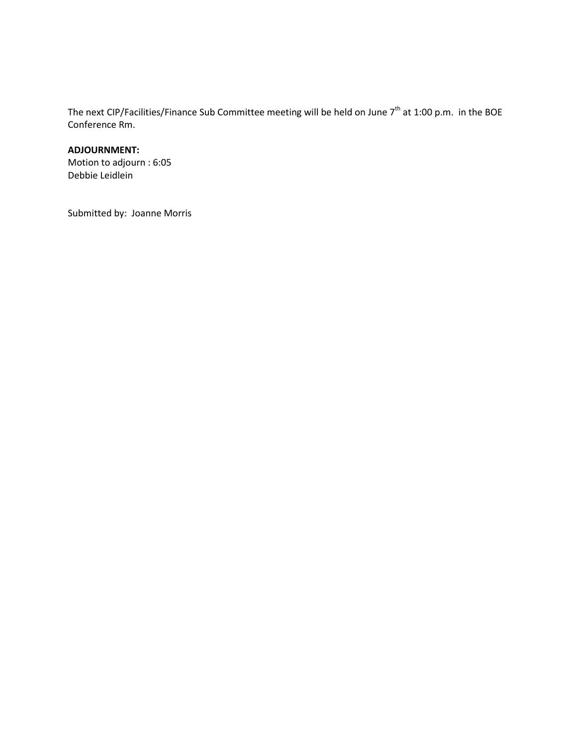The next CIP/Facilities/Finance Sub Committee meeting will be held on June 7th at 1:00 p.m. in the BOE Conference Rm.

**ADJOURNMENT:**
Motion to adjourn : 6:05
Debbie Leidlein

Submitted by: Joanne Morris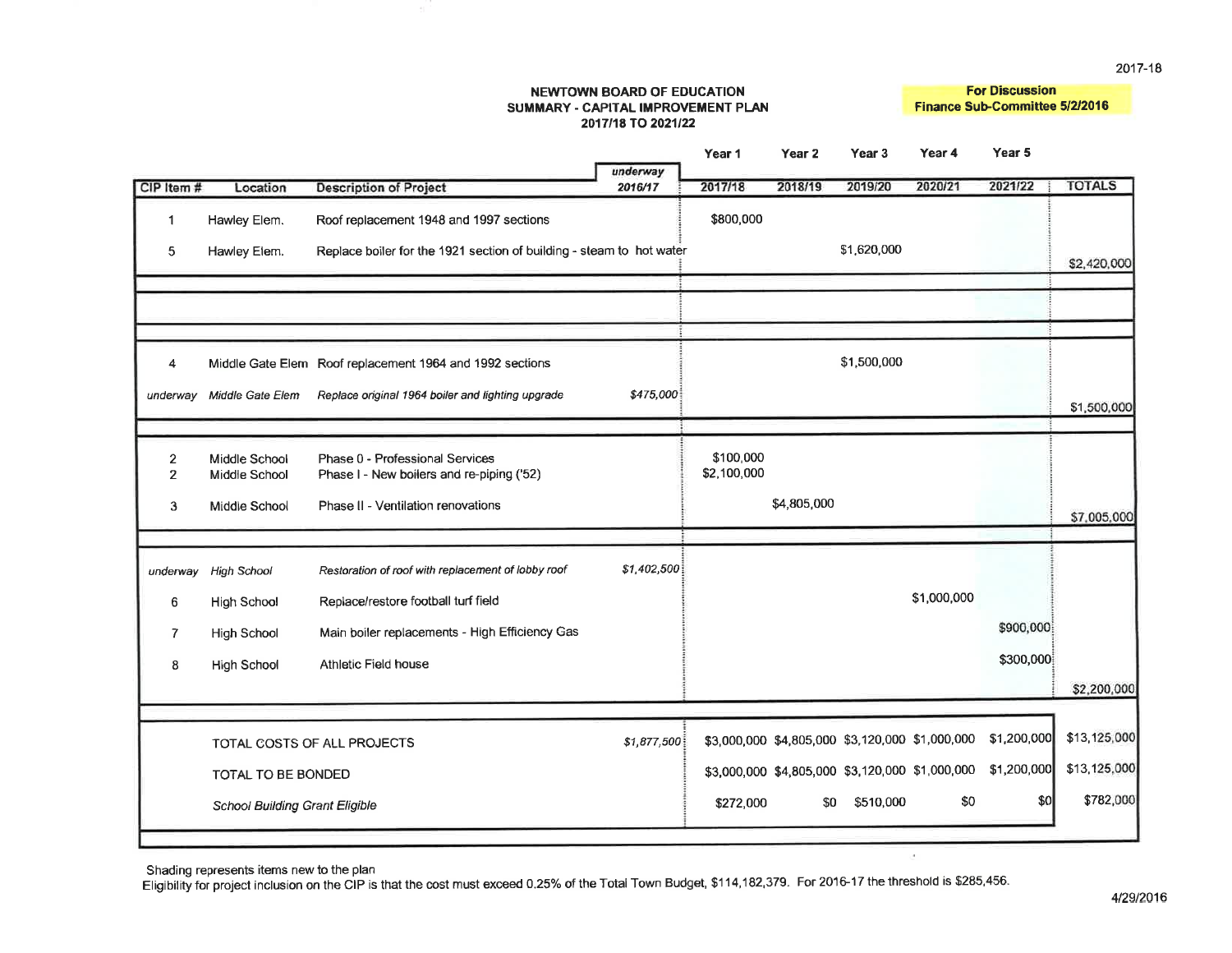2017-18

**NEWTOWN BOARD OF EDUCATION**
**SUMMARY - CAPITAL IMPROVEMENT PLAN**
**2017/18 TO 2021/22**

**For Discussion**
**Finance Sub-Committee 5/2/2016**

| CIP Item # | Location | Description of Project | *underway 2016/17* | Year 1 2017/18 | Year 2 2018/19 | Year 3 2019/20 | Year 4 2020/21 | Year 5 2021/22 | TOTALS |
|---|---|---|---|---|---|---|---|---|---|
| 1 | Hawley Elem. | Roof replacement 1948 and 1997 sections | | $800,000 | | | | | |
| 5 | Hawley Elem. | Replace boiler for the 1921 section of building - steam to hot water | | | | $1,620,000 | | | $2,420,000 |
| | | | | | | | | | |
| 4 | Middle Gate Elem | Roof replacement 1964 and 1992 sections | | | | $1,500,000 | | | |
| *underway* | *Middle Gate Elem* | *Replace original 1964 boiler and lighting upgrade* | *$475,000* | | | | | | $1,500,000 |
| | | | | | | | | | |
| 2 | Middle School | Phase 0 - Professional Services | | $100,000 | | | | | |
| 2 | Middle School | Phase I - New boilers and re-piping ('52) | | $2,100,000 | | | | | |
| 3 | Middle School | Phase II - Ventilation renovations | | | $4,805,000 | | | | $7,005,000 |
| | | | | | | | | | |
| *underway* | *High School* | *Restoration of roof with replacement of lobby roof* | *$1,402,500* | | | | | | |
| 6 | High School | Replace/restore football turf field | | | | | $1,000,000 | | |
| 7 | High School | Main boiler replacements - High Efficiency Gas | | | | | | $900,000 | |
| 8 | High School | Athletic Field house | | | | | | $300,000 | $2,200,000 |
| | | | | | | | | | |
| | | TOTAL COSTS OF ALL PROJECTS | *$1,877,500* | $3,000,000 | $4,805,000 | $3,120,000 | $1,000,000 | $1,200,000 | $13,125,000 |
| | | TOTAL TO BE BONDED | | $3,000,000 | $4,805,000 | $3,120,000 | $1,000,000 | $1,200,000 | $13,125,000 |
| | | *School Building Grant Eligible* | | $272,000 | $0 | $510,000 | $0 | $0 | $782,000 |

Shading represents items new to the plan

Eligibility for project inclusion on the CIP is that the cost must exceed 0.25% of the Total Town Budget, $114,182,379. For 2016-17 the threshold is $285,456.

4/29/2016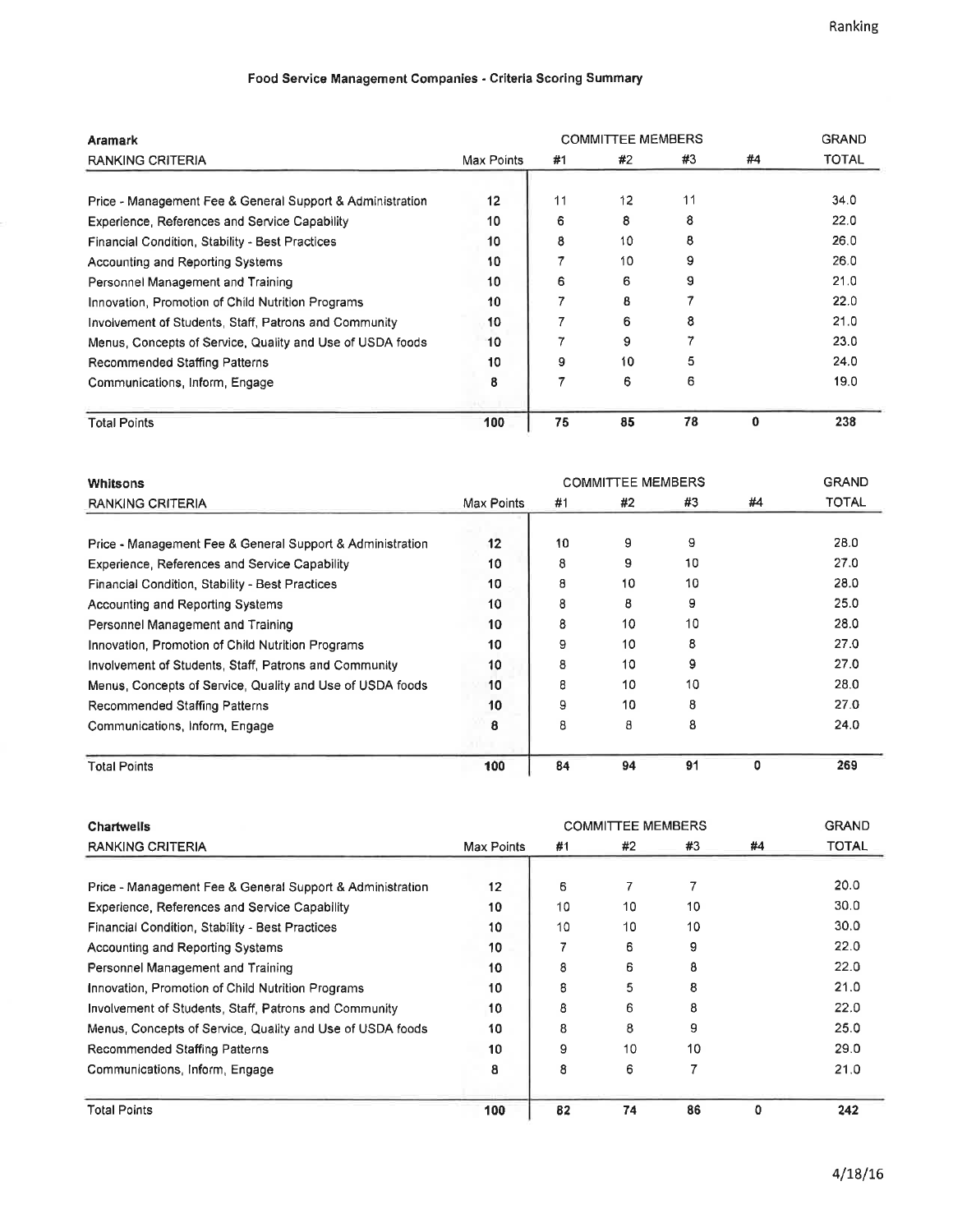Ranking

## Food Service Management Companies - Criteria Scoring Summary

| Aramark | | COMMITTEE MEMBERS | | | | GRAND |
|---|---|---|---|---|---|---|
| RANKING CRITERIA | Max Points | #1 | #2 | #3 | #4 | TOTAL |
| Price - Management Fee & General Support & Administration | 12 | 11 | 12 | 11 | | 34.0 |
| Experience, References and Service Capability | 10 | 6 | 8 | 8 | | 22.0 |
| Financial Condition, Stability - Best Practices | 10 | 8 | 10 | 8 | | 26.0 |
| Accounting and Reporting Systems | 10 | 7 | 10 | 9 | | 26.0 |
| Personnel Management and Training | 10 | 6 | 6 | 9 | | 21.0 |
| Innovation, Promotion of Child Nutrition Programs | 10 | 7 | 8 | 7 | | 22.0 |
| Involvement of Students, Staff, Patrons and Community | 10 | 7 | 6 | 8 | | 21.0 |
| Menus, Concepts of Service, Quality and Use of USDA foods | 10 | 7 | 9 | 7 | | 23.0 |
| Recommended Staffing Patterns | 10 | 9 | 10 | 5 | | 24.0 |
| Communications, Inform, Engage | 8 | 7 | 6 | 6 | | 19.0 |
| Total Points | 100 | 75 | 85 | 78 | 0 | 238 |

| Whitsons | | COMMITTEE MEMBERS | | | | GRAND |
|---|---|---|---|---|---|---|
| RANKING CRITERIA | Max Points | #1 | #2 | #3 | #4 | TOTAL |
| Price - Management Fee & General Support & Administration | 12 | 10 | 9 | 9 | | 28.0 |
| Experience, References and Service Capability | 10 | 8 | 9 | 10 | | 27.0 |
| Financial Condition, Stability - Best Practices | 10 | 8 | 10 | 10 | | 28.0 |
| Accounting and Reporting Systems | 10 | 8 | 8 | 9 | | 25.0 |
| Personnel Management and Training | 10 | 8 | 10 | 10 | | 28.0 |
| Innovation, Promotion of Child Nutrition Programs | 10 | 9 | 10 | 8 | | 27.0 |
| Involvement of Students, Staff, Patrons and Community | 10 | 8 | 10 | 9 | | 27.0 |
| Menus, Concepts of Service, Quality and Use of USDA foods | 10 | 8 | 10 | 10 | | 28.0 |
| Recommended Staffing Patterns | 10 | 9 | 10 | 8 | | 27.0 |
| Communications, Inform, Engage | 8 | 8 | 8 | 8 | | 24.0 |
| Total Points | 100 | 84 | 94 | 91 | 0 | 269 |

| Chartwells | | COMMITTEE MEMBERS | | | | GRAND |
|---|---|---|---|---|---|---|
| RANKING CRITERIA | Max Points | #1 | #2 | #3 | #4 | TOTAL |
| Price - Management Fee & General Support & Administration | 12 | 6 | 7 | 7 | | 20.0 |
| Experience, References and Service Capability | 10 | 10 | 10 | 10 | | 30.0 |
| Financial Condition, Stability - Best Practices | 10 | 10 | 10 | 10 | | 30.0 |
| Accounting and Reporting Systems | 10 | 7 | 6 | 9 | | 22.0 |
| Personnel Management and Training | 10 | 8 | 6 | 8 | | 22.0 |
| Innovation, Promotion of Child Nutrition Programs | 10 | 8 | 5 | 8 | | 21.0 |
| Involvement of Students, Staff, Patrons and Community | 10 | 8 | 6 | 8 | | 22.0 |
| Menus, Concepts of Service, Quality and Use of USDA foods | 10 | 8 | 8 | 9 | | 25.0 |
| Recommended Staffing Patterns | 10 | 9 | 10 | 10 | | 29.0 |
| Communications, Inform, Engage | 8 | 8 | 6 | 7 | | 21.0 |
| Total Points | 100 | 82 | 74 | 86 | 0 | 242 |

4/18/16